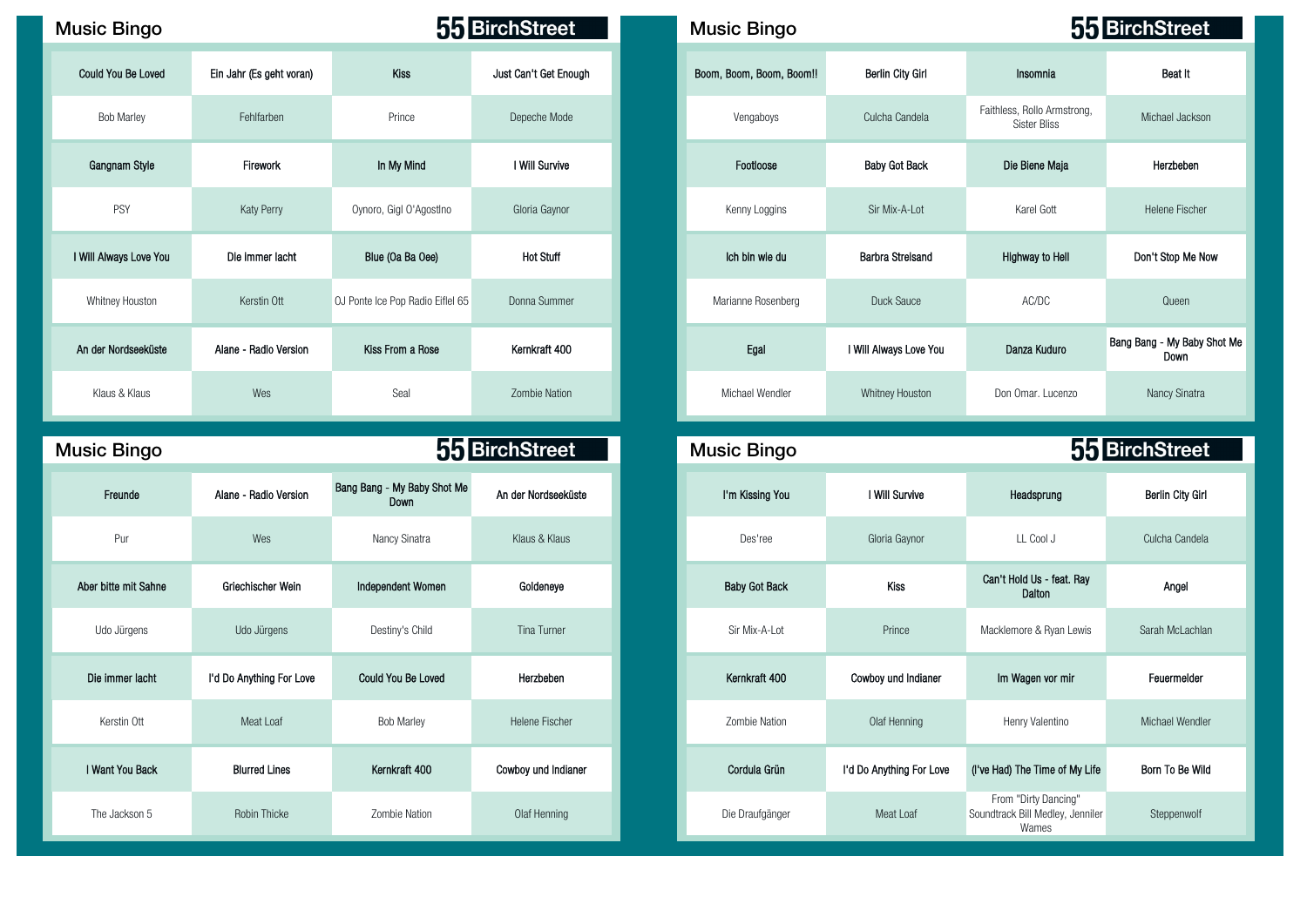## Music Bingo

55 BirchStreet

| Could You Be Loved | Ein Jahr (Es geht voran) | Kiss | Just Can't Get Enough |
|---|---|---|---|
| Bob Marley | Fehlfarben | Prince | Depeche Mode |
| Gangnam Style | Firework | In My Mind | I Will Survive |
| PSY | Katy Perry | Oynoro, Gigi O'Agostino | Gloria Gaynor |
| I Will Always Love You | Die immer lacht | Blue (Da Ba Dee) | Hot Stuff |
| Whitney Houston | Kerstin Ott | OJ Ponte Ice Pop Radio Eiffel 65 | Donna Summer |
| An der Nordseeküste | Alane - Radio Version | Kiss From a Rose | Kernkraft 400 |
| Klaus & Klaus | Wes | Seal | Zombie Nation |

## Music Bingo

55 BirchStreet

| Boom, Boom, Boom, Boom!! | Berlin City Girl | Insomnia | Beat It |
|---|---|---|---|
| Vengaboys | Culcha Candela | Faithless, Rollo Armstrong, Sister Bliss | Michael Jackson |
| Footloose | Baby Got Back | Die Biene Maja | Herzbeben |
| Kenny Loggins | Sir Mix-A-Lot | Karel Gott | Helene Fischer |
| Ich bin wie du | Barbra Streisand | Highway to Hell | Don't Stop Me Now |
| Marianne Rosenberg | Duck Sauce | AC/DC | Queen |
| Egal | I Will Always Love You | Danza Kuduro | Bang Bang - My Baby Shot Me Down |
| Michael Wendler | Whitney Houston | Don Omar. Lucenzo | Nancy Sinatra |

## Music Bingo

55 BirchStreet

| Freunde | Alane - Radio Version | Bang Bang - My Baby Shot Me Down | An der Nordseeküste |
|---|---|---|---|
| Pur | Wes | Nancy Sinatra | Klaus & Klaus |
| Aber bitte mit Sahne | Griechischer Wein | Independent Women | Goldeneye |
| Udo Jürgens | Udo Jürgens | Destiny's Child | Tina Turner |
| Die immer lacht | I'd Do Anything For Love | Could You Be Loved | Herzbeben |
| Kerstin Ott | Meat Loaf | Bob Marley | Helene Fischer |
| I Want You Back | Blurred Lines | Kernkraft 400 | Cowboy und Indianer |
| The Jackson 5 | Robin Thicke | Zombie Nation | Olaf Henning |

## Music Bingo

55 BirchStreet

| I'm Kissing You | I Will Survive | Headsprung | Berlin City Girl |
|---|---|---|---|
| Des'ree | Gloria Gaynor | LL Cool J | Culcha Candela |
| Baby Got Back | Kiss | Can't Hold Us - feat. Ray Dalton | Angel |
| Sir Mix-A-Lot | Prince | Macklemore & Ryan Lewis | Sarah McLachlan |
| Kernkraft 400 | Cowboy und Indianer | Im Wagen vor mir | Feuermelder |
| Zombie Nation | Olaf Henning | Henry Valentino | Michael Wendler |
| Cordula Grün | I'd Do Anything For Love | (I've Had) The Time of My Life | Born To Be Wild |
| Die Draufgänger | Meat Loaf | From "Dirty Dancing" Soundtrack Bill Medley, Jenniler Wames | Steppenwolf |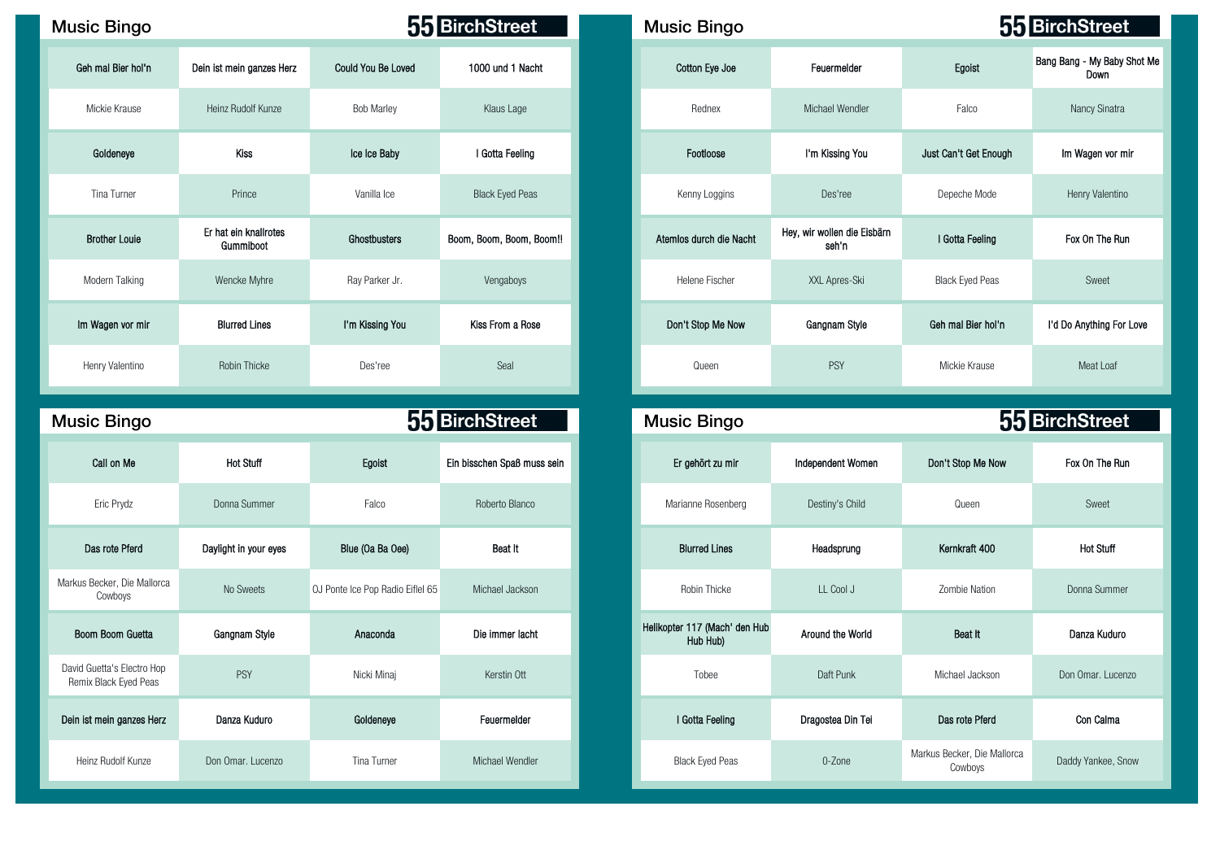## Music Bingo

**55 BirchStreet**

| | | | |
|---|---|---|---|
| **Geh mal Bier hol'n** | **Dein ist mein ganzes Herz** | **Could You Be Loved** | **1000 und 1 Nacht** |
| Mickie Krause | Heinz Rudolf Kunze | Bob Marley | Klaus Lage |
| **Goldeneye** | **Kiss** | **Ice Ice Baby** | **I Gotta Feeling** |
| Tina Turner | Prince | Vanilla Ice | Black Eyed Peas |
| **Brother Louie** | **Er hat ein knallrotes Gummiboot** | **Ghostbusters** | **Boom, Boom, Boom, Boom!!** |
| Modern Talking | Wencke Myhre | Ray Parker Jr. | Vengaboys |
| **Im Wagen vor mir** | **Blurred Lines** | **I'm Kissing You** | **Kiss From a Rose** |
| Henry Valentino | Robin Thicke | Des'ree | Seal |

## Music Bingo

**55 BirchStreet**

| | | | |
|---|---|---|---|
| **Cotton Eye Joe** | **Feuermelder** | **Egoist** | **Bang Bang - My Baby Shot Me Down** |
| Rednex | Michael Wendler | Falco | Nancy Sinatra |
| **Footloose** | **I'm Kissing You** | **Just Can't Get Enough** | **Im Wagen vor mir** |
| Kenny Loggins | Des'ree | Depeche Mode | Henry Valentino |
| **Atemlos durch die Nacht** | **Hey, wir wollen die Eisbärn seh'n** | **I Gotta Feeling** | **Fox On The Run** |
| Helene Fischer | XXL Apres-Ski | Black Eyed Peas | Sweet |
| **Don't Stop Me Now** | **Gangnam Style** | **Geh mal Bier hol'n** | **I'd Do Anything For Love** |
| Queen | PSY | Mickie Krause | Meat Loaf |

## Music Bingo

**55 BirchStreet**

| | | | |
|---|---|---|---|
| **Call on Me** | **Hot Stuff** | **Egoist** | **Ein bisschen Spaß muss sein** |
| Eric Prydz | Donna Summer | Falco | Roberto Blanco |
| **Das rote Pferd** | **Daylight in your eyes** | **Blue (Oa Ba Oee)** | **Beat It** |
| Markus Becker, Die Mallorca Cowboys | No Sweets | OJ Ponte Ice Pop Radio Eiflel 65 | Michael Jackson |
| **Boom Boom Guetta** | **Gangnam Style** | **Anaconda** | **Die immer lacht** |
| David Guetta's Electro Hop Remix Black Eyed Peas | PSY | Nicki Minaj | Kerstin Ott |
| **Dein ist mein ganzes Herz** | **Danza Kuduro** | **Goldeneye** | **Feuermelder** |
| Heinz Rudolf Kunze | Don Omar. Lucenzo | Tina Turner | Michael Wendler |

## Music Bingo

**55 BirchStreet**

| | | | |
|---|---|---|---|
| **Er gehört zu mir** | **Independent Women** | **Don't Stop Me Now** | **Fox On The Run** |
| Marianne Rosenberg | Destiny's Child | Queen | Sweet |
| **Blurred Lines** | **Headsprung** | **Kernkraft 400** | **Hot Stuff** |
| Robin Thicke | LL Cool J | Zombie Nation | Donna Summer |
| **Helikopter 117 (Mach' den Hub Hub Hub)** | **Around the World** | **Beat It** | **Danza Kuduro** |
| Tobee | Daft Punk | Michael Jackson | Don Omar. Lucenzo |
| **I Gotta Feeling** | **Dragostea Din Tei** | **Das rote Pferd** | **Con Calma** |
| Black Eyed Peas | O-Zone | Markus Becker, Die Mallorca Cowboys | Daddy Yankee, Snow |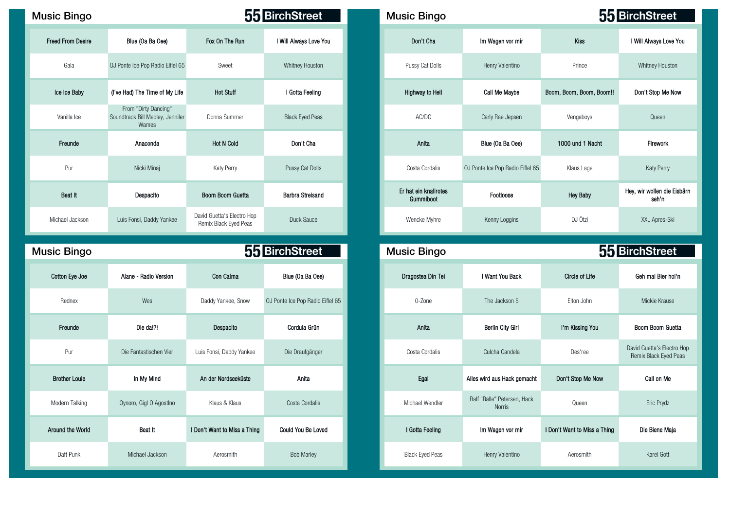## Music Bingo

**55 BirchStreet**

| Freed From Desire | Blue (Oa Ba Oee) | Fox On The Run | I Will Always Love You |
|---|---|---|---|
| Gala | OJ Ponte Ice Pop Radio Eiffel 65 | Sweet | Whitney Houston |
| Ice Ice Baby | (I've Had) The Time of My Life | Hot Stuff | I Gotta Feeling |
| Vanilla Ice | From "Dirty Dancing" Soundtrack Bill Medley, Jenniler Wames | Donna Summer | Black Eyed Peas |
| Freunde | Anaconda | Hot N Cold | Don't Cha |
| Pur | Nicki Minaj | Katy Perry | Pussy Cat Dolls |
| Beat It | Despacito | Boom Boom Guetta | Barbra Streisand |
| Michael Jackson | Luis Fonsi, Daddy Yankee | David Guetta's Electro Hop Remix Black Eyed Peas | Duck Sauce |

## Music Bingo

**55 BirchStreet**

| Don't Cha | Im Wagen vor mir | Kiss | I Will Always Love You |
|---|---|---|---|
| Pussy Cat Dolls | Henry Valentino | Prince | Whitney Houston |
| Highway to Hell | Call Me Maybe | Boom, Boom, Boom, Boom!! | Don't Stop Me Now |
| AC/DC | Carly Rae Jepsen | Vengaboys | Queen |
| Anita | Blue (Oa Ba Oee) | 1000 und 1 Nacht | Firework |
| Costa Cordalis | OJ Ponte Ice Pop Radio Eiffel 65 | Klaus Lage | Katy Perry |
| Er hat ein knallrotes Gummiboot | Footloose | Hey Baby | Hey, wir wollen die Eisbärn seh'n |
| Wencke Myhre | Kenny Loggins | DJ Ötzi | XXL Apres-Ski |

## Music Bingo

**55 BirchStreet**

| Cotton Eye Joe | Alane - Radio Version | Con Calma | Blue (Oa Ba Oee) |
|---|---|---|---|
| Rednex | Wes | Daddy Yankee, Snow | OJ Ponte Ice Pop Radio Eiffel 65 |
| Freunde | Die da!?! | Despacito | Cordula Grün |
| Pur | Die Fantastischen Vier | Luis Fonsi, Daddy Yankee | Die Draufgänger |
| Brother Louie | In My Mind | An der Nordseeküste | Anita |
| Modern Talking | Oynoro, Gigi O'Agostino | Klaus & Klaus | Costa Cordalis |
| Around the World | Beat It | I Don't Want to Miss a Thing | Could You Be Loved |
| Daft Punk | Michael Jackson | Aerosmith | Bob Marley |

## Music Bingo

**55 BirchStreet**

| Dragostea Din Tei | I Want You Back | Circle of Life | Geh mal Bier hol'n |
|---|---|---|---|
| O-Zone | The Jackson 5 | Elton John | Mickie Krause |
| Anita | Berlin City Girl | I'm Kissing You | Boom Boom Guetta |
| Costa Cordalis | Culcha Candela | Des'ree | David Guetta's Electro Hop Remix Black Eyed Peas |
| Egal | Alles wird aus Hack gemacht | Don't Stop Me Now | Call on Me |
| Michael Wendler | Ralf "Ralle" Petersen, Hack Norris | Queen | Eric Prydz |
| I Gotta Feeling | Im Wagen vor mir | I Don't Want to Miss a Thing | Die Biene Maja |
| Black Eyed Peas | Henry Valentino | Aerosmith | Karel Gott |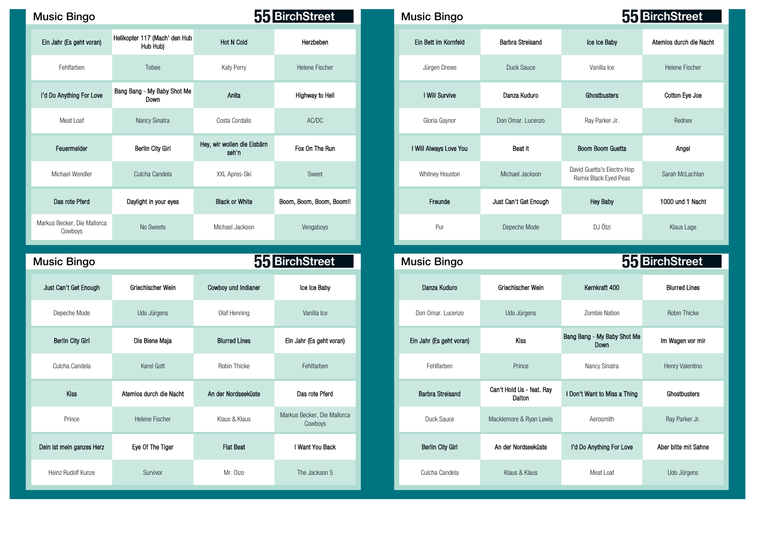## Music Bingo

**55 BirchStreet**

| | | | |
|---|---|---|---|
| **Ein Jahr (Es geht voran)** | **Helikopter 117 (Mach' den Hub Hub Hub)** | **Hot N Cold** | **Herzbeben** |
| Fehlfarben | Tobee | Katy Perry | Helene Fischer |
| **I'd Do Anything For Love** | **Bang Bang - My Baby Shot Me Down** | **Anita** | **Highway to Hell** |
| Meat Loaf | Nancy Sinatra | Costa Cordalis | AC/DC |
| **Feuermelder** | **Berlin City Girl** | **Hey, wir wollen die Eisbärn seh'n** | **Fox On The Run** |
| Michael Wendler | Culcha Candela | XXL Apres-Ski | Sweet |
| **Das rote Pferd** | **Daylight in your eyes** | **Black or White** | **Boom, Boom, Boom, Boom!!** |
| Markus Becker, Die Mallorca Cowboys | No Sweets | Michael Jackson | Vengaboys |

## Music Bingo

**55 BirchStreet**

| | | | |
|---|---|---|---|
| **Ein Bett im Kornfeld** | **Barbra Streisand** | **Ice Ice Baby** | **Atemlos durch die Nacht** |
| Jürgen Drews | Duck Sauce | Vanilla Ice | Helene Fischer |
| **I Will Survive** | **Danza Kuduro** | **Ghostbusters** | **Cotton Eye Joe** |
| Gloria Gaynor | Don Omar. Lucenzo | Ray Parker Jr. | Rednex |
| **I Will Always Love You** | **Beat It** | **Boom Boom Guetta** | **Angel** |
| Whitney Houston | Michael Jackson | David Guetta's Electro Hop Remix Black Eyed Peas | Sarah McLachlan |
| **Freunde** | **Just Can't Get Enough** | **Hey Baby** | **1000 und 1 Nacht** |
| Pur | Depeche Mode | DJ Ötzi | Klaus Lage |

## Music Bingo

**55 BirchStreet**

| | | | |
|---|---|---|---|
| **Just Can't Get Enough** | **Griechischer Wein** | **Cowboy und Indianer** | **Ice Ice Baby** |
| Depeche Mode | Udo Jürgens | Olaf Henning | Vanilla Ice |
| **Berlin City Girl** | **Die Biene Maja** | **Blurred Lines** | **Ein Jahr (Es geht voran)** |
| Culcha Candela | Karel Gott | Robin Thicke | Fehlfarben |
| **Kiss** | **Atemlos durch die Nacht** | **An der Nordseeküste** | **Das rote Pferd** |
| Prince | Helene Fischer | Klaus & Klaus | Markus Becker, Die Mallorca Cowboys |
| **Dein ist mein ganzes Herz** | **Eye Of The Tiger** | **Flat Beat** | **I Want You Back** |
| Heinz Rudolf Kunze | Survivor | Mr. Oizo | The Jackson 5 |

## Music Bingo

**55 BirchStreet**

| | | | |
|---|---|---|---|
| **Danza Kuduro** | **Griechischer Wein** | **Kernkraft 400** | **Blurred Lines** |
| Don Omar. Lucenzo | Udo Jürgens | Zombie Nation | Robin Thicke |
| **Ein Jahr (Es geht voran)** | **Kiss** | **Bang Bang - My Baby Shot Me Down** | **Im Wagen vor mir** |
| Fehlfarben | Prince | Nancy Sinatra | Henry Valentino |
| **Barbra Streisand** | **Can't Hold Us - feat. Ray Dalton** | **I Don't Want to Miss a Thing** | **Ghostbusters** |
| Duck Sauce | Macklemore & Ryan Lewis | Aerosmith | Ray Parker Jr. |
| **Berlin City Girl** | **An der Nordseeküste** | **I'd Do Anything For Love** | **Aber bitte mit Sahne** |
| Culcha Candela | Klaus & Klaus | Meat Loaf | Udo Jürgens |